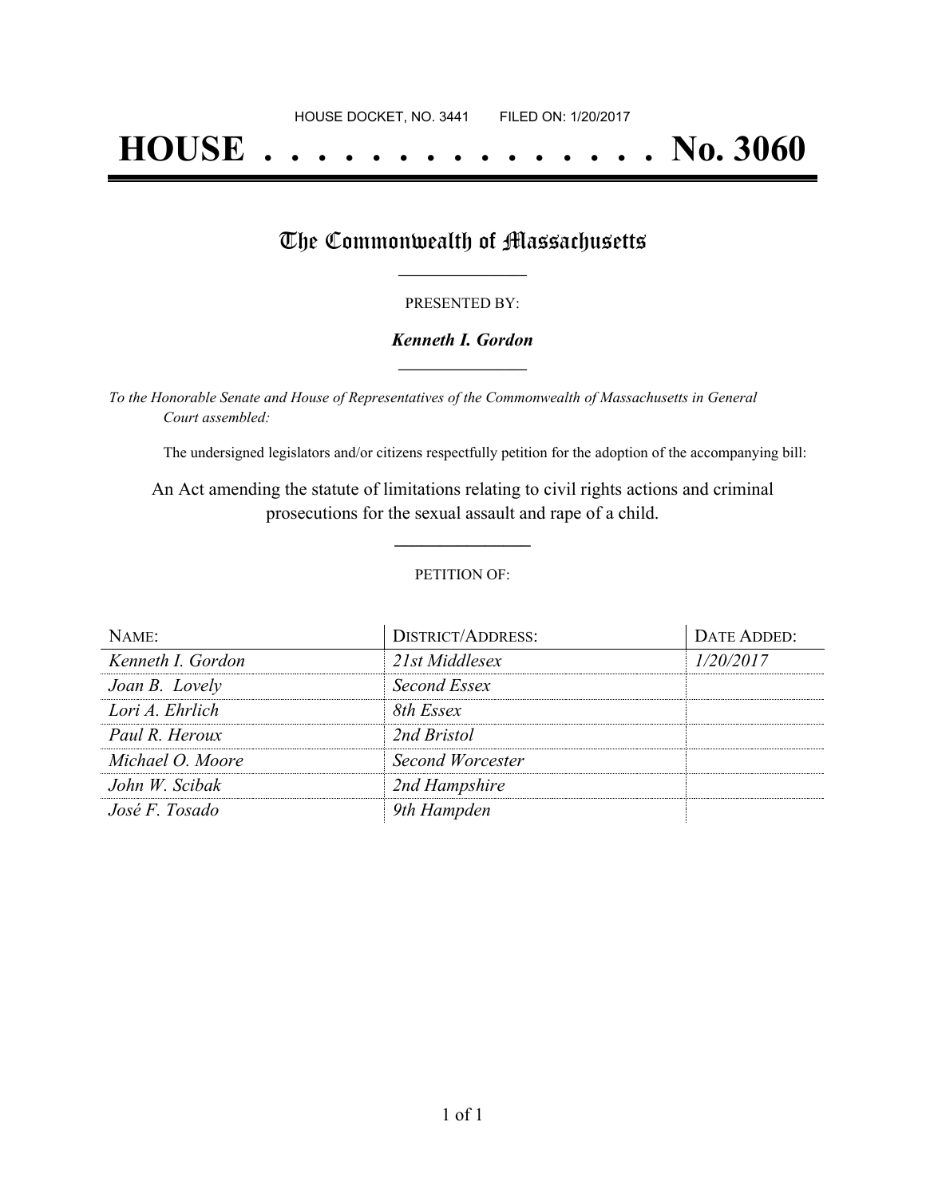HOUSE DOCKET, NO. 3441 FILED ON: 1/20/2017

# HOUSE . . . . . . . . . . . . . . . No. 3060

## The Commonwealth of Massachusetts

PRESENTED BY:

***Kenneth I. Gordon***

*To the Honorable Senate and House of Representatives of the Commonwealth of Massachusetts in General Court assembled:*

The undersigned legislators and/or citizens respectfully petition for the adoption of the accompanying bill:

An Act amending the statute of limitations relating to civil rights actions and criminal prosecutions for the sexual assault and rape of a child.

PETITION OF:

| NAME: | DISTRICT/ADDRESS: | DATE ADDED: |
|---|---|---|
| *Kenneth I. Gordon* | *21st Middlesex* | *1/20/2017* |
| *Joan B. Lovely* | *Second Essex* | |
| *Lori A. Ehrlich* | *8th Essex* | |
| *Paul R. Heroux* | *2nd Bristol* | |
| *Michael O. Moore* | *Second Worcester* | |
| *John W. Scibak* | *2nd Hampshire* | |
| *José F. Tosado* | *9th Hampden* | |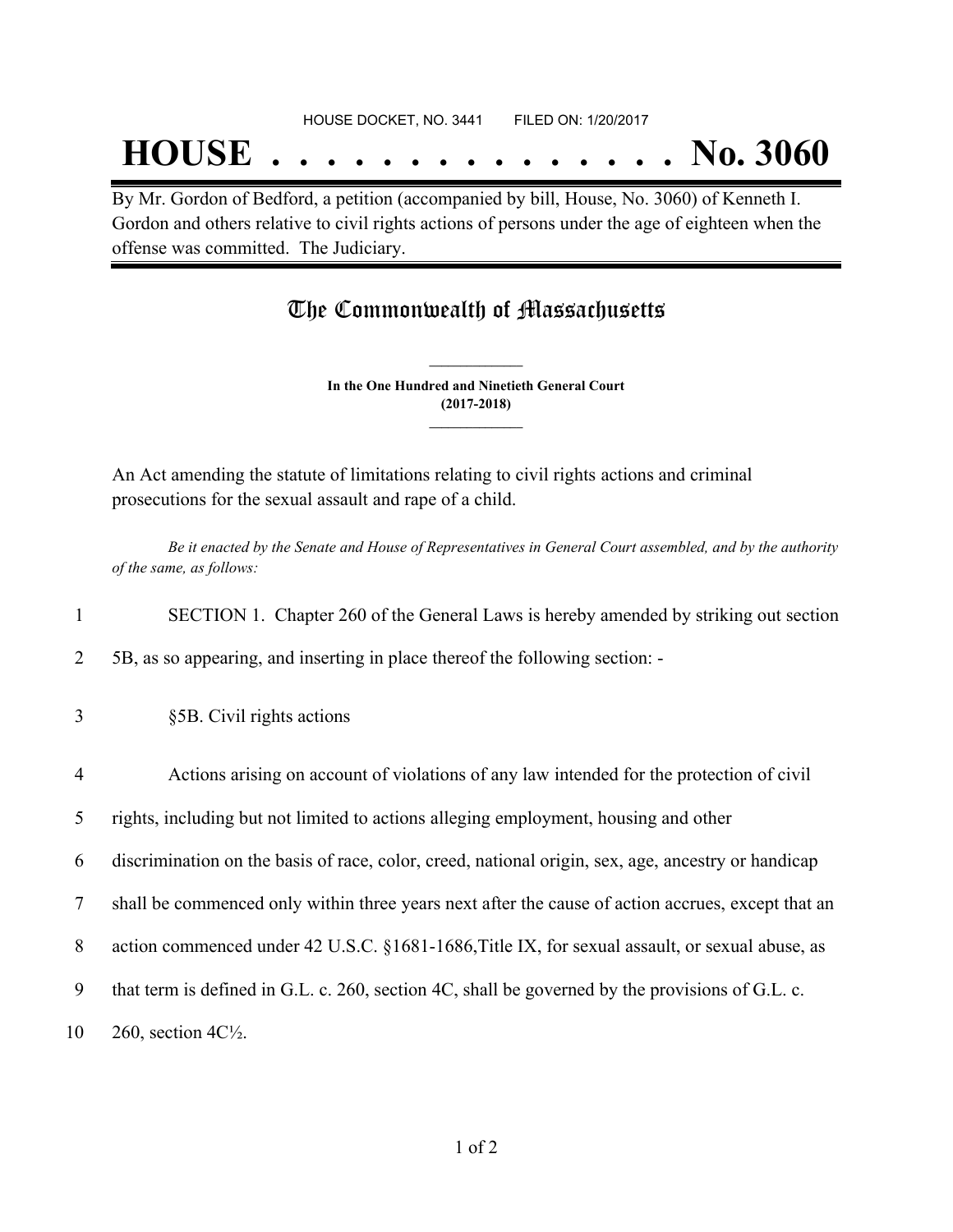HOUSE DOCKET, NO. 3441        FILED ON: 1/20/2017

# HOUSE . . . . . . . . . . . . . . . No. 3060

By Mr. Gordon of Bedford, a petition (accompanied by bill, House, No. 3060) of Kenneth I. Gordon and others relative to civil rights actions of persons under the age of eighteen when the offense was committed. The Judiciary.

## The Commonwealth of Massachusetts

**In the One Hundred and Ninetieth General Court**
**(2017-2018)**

An Act amending the statute of limitations relating to civil rights actions and criminal prosecutions for the sexual assault and rape of a child.

*Be it enacted by the Senate and House of Representatives in General Court assembled, and by the authority of the same, as follows:*

1 SECTION 1. Chapter 260 of the General Laws is hereby amended by striking out section
2 5B, as so appearing, and inserting in place thereof the following section: -

3 §5B. Civil rights actions

4 Actions arising on account of violations of any law intended for the protection of civil
5 rights, including but not limited to actions alleging employment, housing and other
6 discrimination on the basis of race, color, creed, national origin, sex, age, ancestry or handicap
7 shall be commenced only within three years next after the cause of action accrues, except that an
8 action commenced under 42 U.S.C. §1681-1686,Title IX, for sexual assault, or sexual abuse, as
9 that term is defined in G.L. c. 260, section 4C, shall be governed by the provisions of G.L. c.
10 260, section 4C½.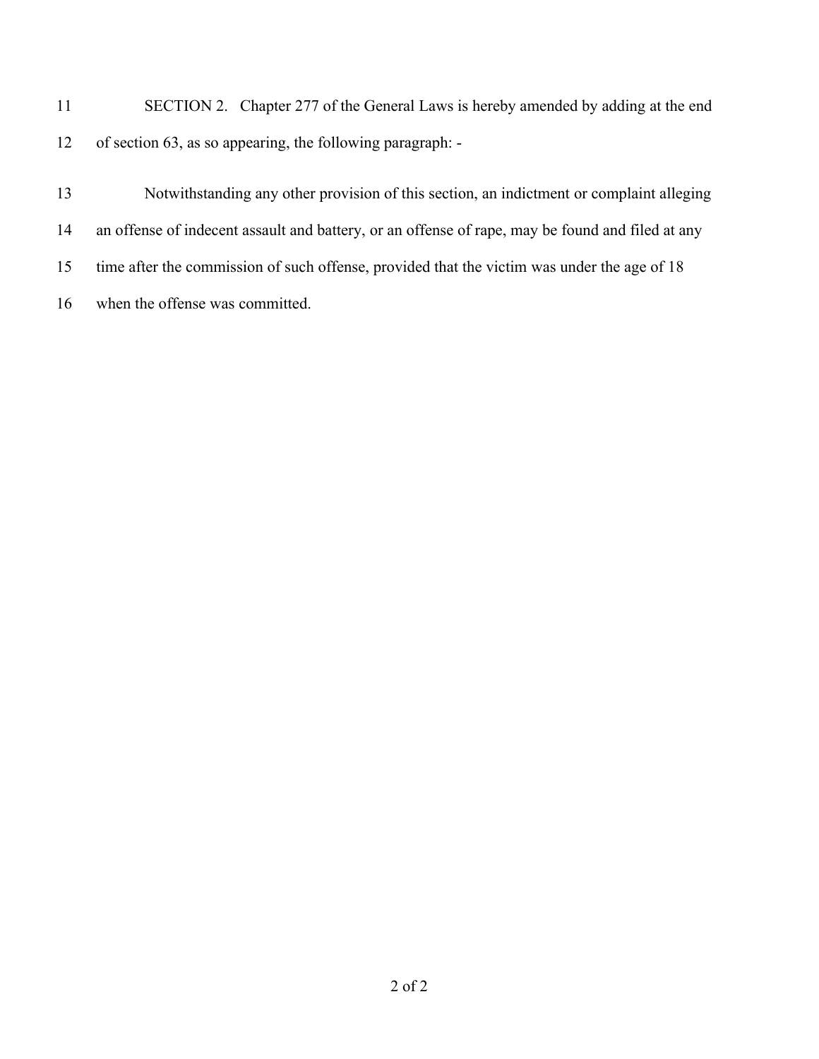SECTION 2. Chapter 277 of the General Laws is hereby amended by adding at the end of section 63, as so appearing, the following paragraph: -

Notwithstanding any other provision of this section, an indictment or complaint alleging an offense of indecent assault and battery, or an offense of rape, may be found and filed at any time after the commission of such offense, provided that the victim was under the age of 18 when the offense was committed.